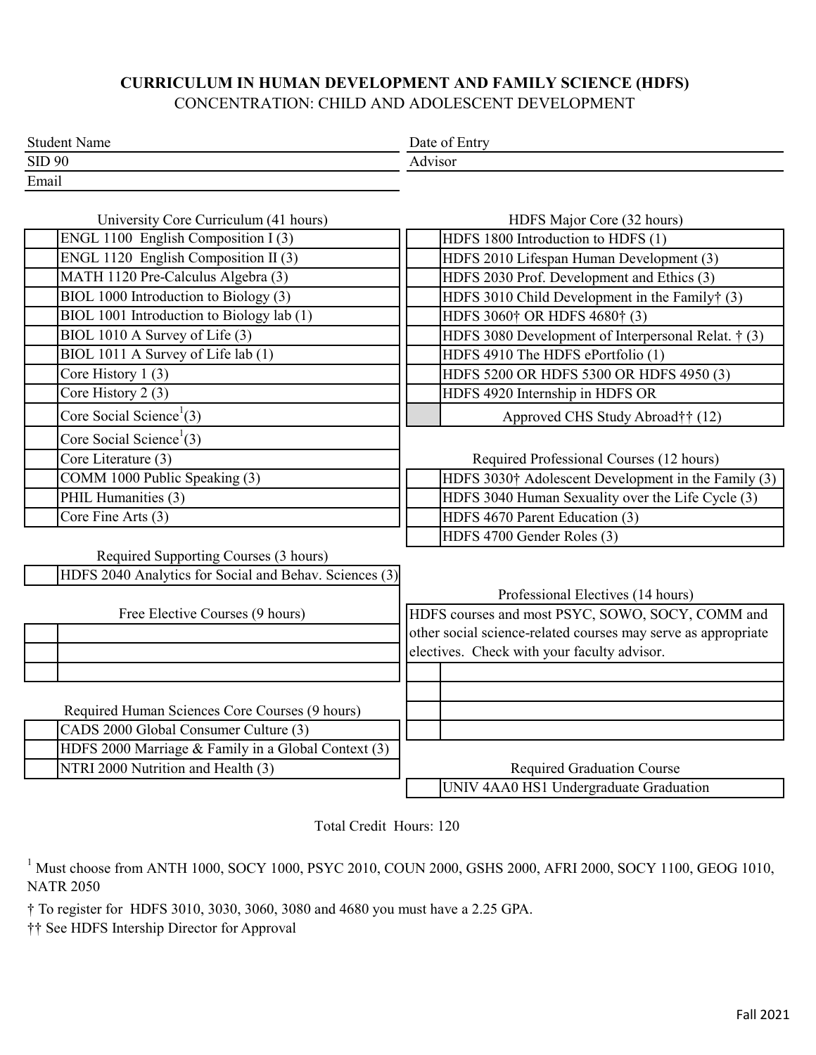# CURRICULUM IN HUMAN DEVELOPMENT AND FAMILY SCIENCE (HDFS)

## CONCENTRATION: CHILD AND ADOLESCENT DEVELOPMENT

Student Name

SID 90

Email

Date of Entry

Advisor

### University Core Curriculum (41 hours)

| | |
|---|---|
| | ENGL 1100 English Composition I (3) |
| | ENGL 1120 English Composition II (3) |
| | MATH 1120 Pre-Calculus Algebra (3) |
| | BIOL 1000 Introduction to Biology (3) |
| | BIOL 1001 Introduction to Biology lab (1) |
| | BIOL 1010 A Survey of Life (3) |
| | BIOL 1011 A Survey of Life lab (1) |
| | Core History 1 (3) |
| | Core History 2 (3) |
| | Core Social Science[1] (3) |
| | Core Social Science[1] (3) |
| | Core Literature (3) |
| | COMM 1000 Public Speaking (3) |
| | PHIL Humanities (3) |
| | Core Fine Arts (3) |

### Required Supporting Courses (3 hours)

| | |
|---|---|
| | HDFS 2040 Analytics for Social and Behav. Sciences (3) |

### Free Elective Courses (9 hours)

| | |
|---|---|
| | |
| | |
| | |

### Required Human Sciences Core Courses (9 hours)

| | |
|---|---|
| | CADS 2000 Global Consumer Culture (3) |
| | HDFS 2000 Marriage & Family in a Global Context (3) |
| | NTRI 2000 Nutrition and Health (3) |

### HDFS Major Core (32 hours)

| | |
|---|---|
| | HDFS 1800 Introduction to HDFS (1) |
| | HDFS 2010 Lifespan Human Development (3) |
| | HDFS 2030 Prof. Development and Ethics (3) |
| | HDFS 3010 Child Development in the Family† (3) |
| | HDFS 3060† OR HDFS 4680† (3) |
| | HDFS 3080 Development of Interpersonal Relat. † (3) |
| | HDFS 4910 The HDFS ePortfolio (1) |
| | HDFS 5200 OR HDFS 5300 OR HDFS 4950 (3) |
| | HDFS 4920 Internship in HDFS OR Approved CHS Study Abroad†† (12) |

### Required Professional Courses (12 hours)

| | |
|---|---|
| | HDFS 3030† Adolescent Development in the Family (3) |
| | HDFS 3040 Human Sexuality over the Life Cycle (3) |
| | HDFS 4670 Parent Education (3) |
| | HDFS 4700 Gender Roles (3) |

### Professional Electives (14 hours)

HDFS courses and most PSYC, SOWO, SOCY, COMM and other social science-related courses may serve as appropriate electives. Check with your faculty advisor.

| | |
|---|---|
| | |
| | |
| | |
| | |

### Required Graduation Course

| | |
|---|---|
| | UNIV 4AA0 HS1 Undergraduate Graduation |

Total Credit Hours: 120

[1] Must choose from ANTH 1000, SOCY 1000, PSYC 2010, COUN 2000, GSHS 2000, AFRI 2000, SOCY 1100, GEOG 1010, NATR 2050

† To register for HDFS 3010, 3030, 3060, 3080 and 4680 you must have a 2.25 GPA.

†† See HDFS Intership Director for Approval

Fall 2021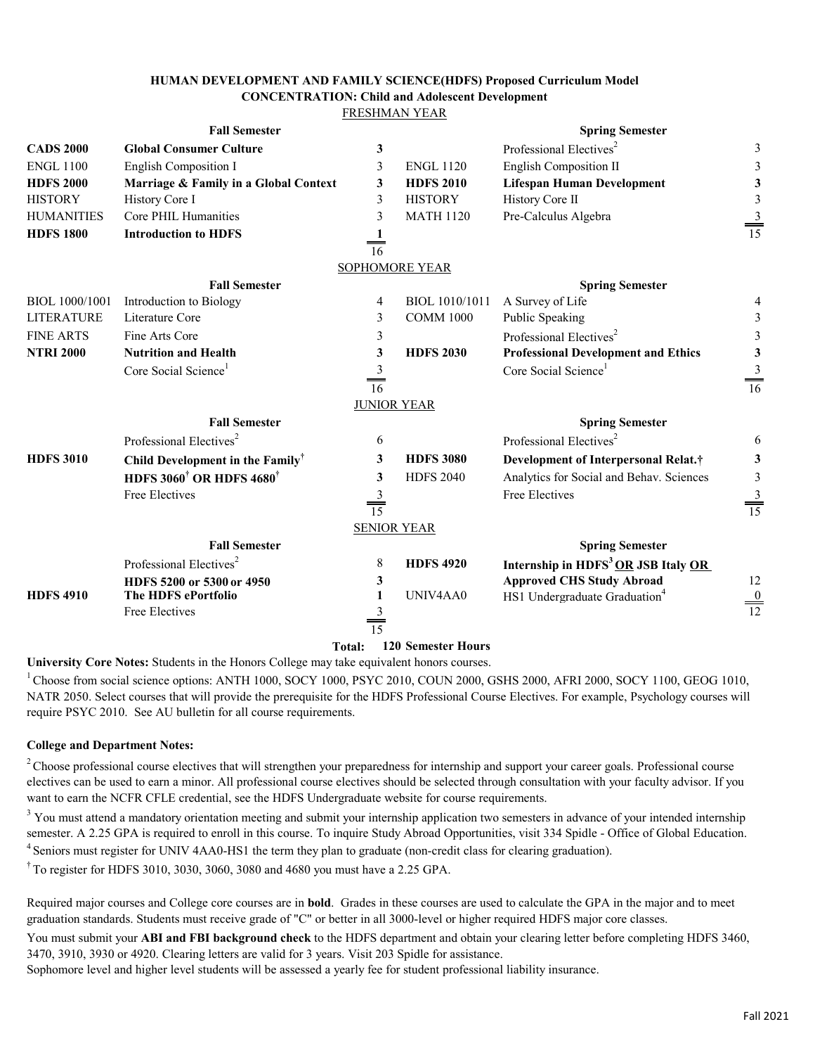**HUMAN DEVELOPMENT AND FAMILY SCIENCE(HDFS) Proposed Curriculum Model**

**CONCENTRATION: Child and Adolescent Development**

| | | | | | |
|---|---|---|---|---|---|
| | | | FRESHMAN YEAR | | |
| | **Fall Semester** | | | **Spring Semester** | |
| **CADS 2000** | **Global Consumer Culture** | **3** | | Professional Electives[2] | 3 |
| ENGL 1100 | English Composition I | 3 | ENGL 1120 | English Composition II | 3 |
| **HDFS 2000** | **Marriage & Family in a Global Context** | **3** | **HDFS 2010** | **Lifespan Human Development** | **3** |
| HISTORY | History Core I | 3 | HISTORY | History Core II | 3 |
| HUMANITIES | Core PHIL Humanities | 3 | MATH 1120 | Pre-Calculus Algebra | 3 |
| **HDFS 1800** | **Introduction to HDFS** | **1** | | | 15 |
| | | 16 | | | |
| | | | SOPHOMORE YEAR | | |
| | **Fall Semester** | | | **Spring Semester** | |
| BIOL 1000/1001 | Introduction to Biology | 4 | BIOL 1010/1011 | A Survey of Life | 4 |
| LITERATURE | Literature Core | 3 | COMM 1000 | Public Speaking | 3 |
| FINE ARTS | Fine Arts Core | 3 | | Professional Electives[2] | 3 |
| **NTRI 2000** | **Nutrition and Health** | **3** | **HDFS 2030** | **Professional Development and Ethics** | **3** |
| | Core Social Science[1] | 3 | | Core Social Science[1] | 3 |
| | | 16 | | | 16 |
| | | | JUNIOR YEAR | | |
| | **Fall Semester** | | | **Spring Semester** | |
| | Professional Electives[2] | 6 | | Professional Electives[2] | 6 |
| **HDFS 3010** | **Child Development in the Family†** | **3** | **HDFS 3080** | **Development of Interpersonal Relat.†** | **3** |
| | **HDFS 3060† OR HDFS 4680†** | **3** | HDFS 2040 | Analytics for Social and Behav. Sciences | 3 |
| | Free Electives | 3 | | Free Electives | 3 |
| | | 15 | | | 15 |
| | | | SENIOR YEAR | | |
| | **Fall Semester** | | | **Spring Semester** | |
| | Professional Electives[2] | 8 | **HDFS 4920** | **Internship in HDFS[3] OR JSB Italy OR Approved CHS Study Abroad** | 12 |
| | **HDFS 5200 or 5300 or 4950** | **3** | | | |
| **HDFS 4910** | **The HDFS ePortfolio** | **1** | UNIV4AA0 | HS1 Undergraduate Graduation[4] | 0 |
| | Free Electives | 3 | | | 12 |
| | | 15 | | | |

**Total: 120 Semester Hours**

**University Core Notes:** Students in the Honors College may take equivalent honors courses.

[1] Choose from social science options: ANTH 1000, SOCY 1000, PSYC 2010, COUN 2000, GSHS 2000, AFRI 2000, SOCY 1100, GEOG 1010, NATR 2050. Select courses that will provide the prerequisite for the HDFS Professional Course Electives. For example, Psychology courses will require PSYC 2010. See AU bulletin for all course requirements.

**College and Department Notes:**

[2] Choose professional course electives that will strengthen your preparedness for internship and support your career goals. Professional course electives can be used to earn a minor. All professional course electives should be selected through consultation with your faculty advisor. If you want to earn the NCFR CFLE credential, see the HDFS Undergraduate website for course requirements.

[3] You must attend a mandatory orientation meeting and submit your internship application two semesters in advance of your intended internship semester. A 2.25 GPA is required to enroll in this course. To inquire Study Abroad Opportunities, visit 334 Spidle - Office of Global Education.

[4] Seniors must register for UNIV 4AA0-HS1 the term they plan to graduate (non-credit class for clearing graduation).

† To register for HDFS 3010, 3030, 3060, 3080 and 4680 you must have a 2.25 GPA.

Required major courses and College core courses are in **bold**. Grades in these courses are used to calculate the GPA in the major and to meet graduation standards. Students must receive grade of "C" or better in all 3000-level or higher required HDFS major core classes.

You must submit your **ABI and FBI background check** to the HDFS department and obtain your clearing letter before completing HDFS 3460, 3470, 3910, 3930 or 4920. Clearing letters are valid for 3 years. Visit 203 Spidle for assistance.

Sophomore level and higher level students will be assessed a yearly fee for student professional liability insurance.

Fall 2021